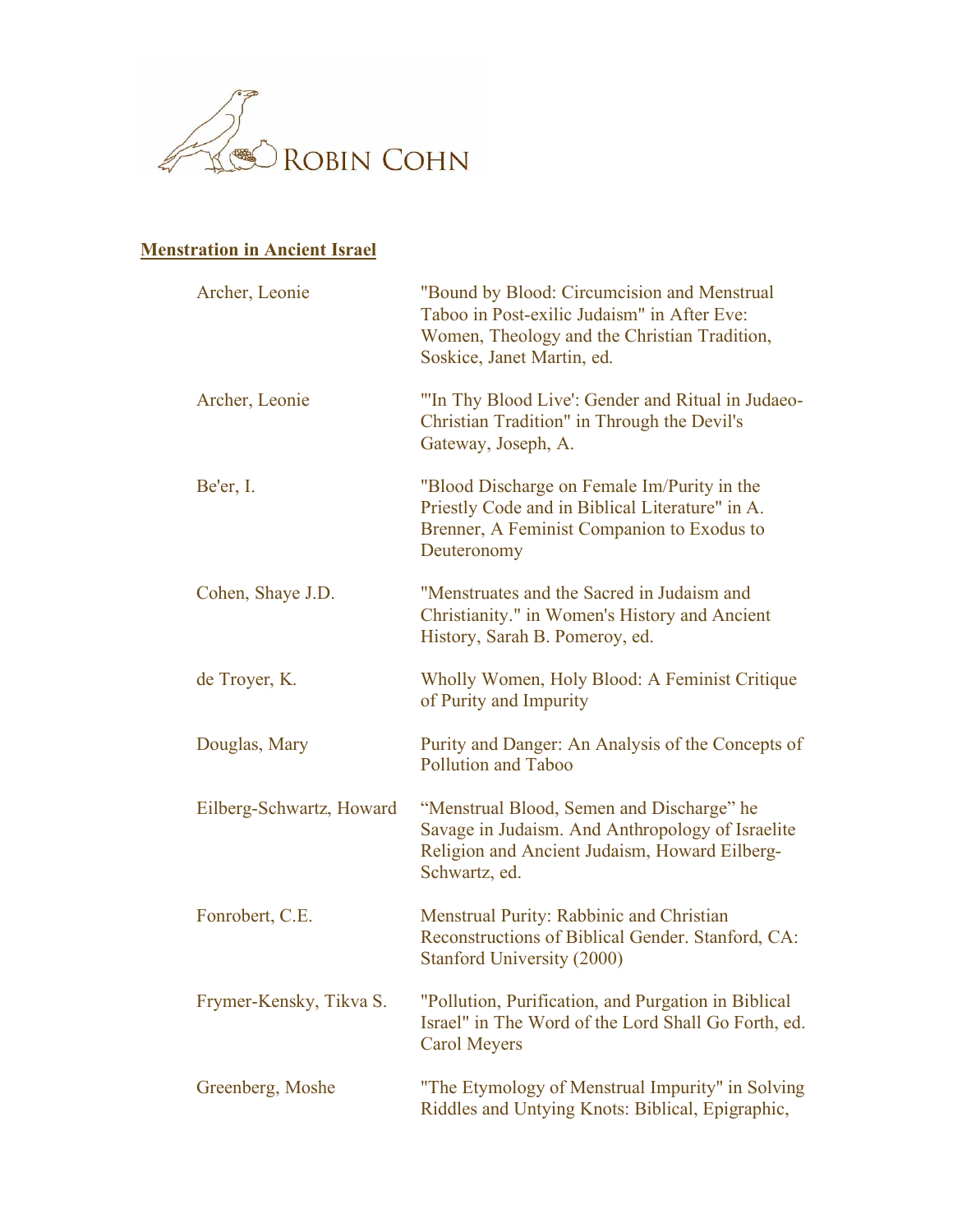ROBIN COHN

**Menstration in Ancient Israel**

| | |
|---|---|
| Archer, Leonie | "Bound by Blood: Circumcision and Menstrual Taboo in Post-exilic Judaism" in After Eve: Women, Theology and the Christian Tradition, Soskice, Janet Martin, ed. |
| Archer, Leonie | "'In Thy Blood Live': Gender and Ritual in Judaeo-Christian Tradition" in Through the Devil's Gateway, Joseph, A. |
| Be'er, I. | "Blood Discharge on Female Im/Purity in the Priestly Code and in Biblical Literature" in A. Brenner, A Feminist Companion to Exodus to Deuteronomy |
| Cohen, Shaye J.D. | "Menstruates and the Sacred in Judaism and Christianity." in Women's History and Ancient History, Sarah B. Pomeroy, ed. |
| de Troyer, K. | Wholly Women, Holy Blood: A Feminist Critique of Purity and Impurity |
| Douglas, Mary | Purity and Danger: An Analysis of the Concepts of Pollution and Taboo |
| Eilberg-Schwartz, Howard | "Menstrual Blood, Semen and Discharge" he Savage in Judaism. And Anthropology of Israelite Religion and Ancient Judaism, Howard Eilberg-Schwartz, ed. |
| Fonrobert, C.E. | Menstrual Purity: Rabbinic and Christian Reconstructions of Biblical Gender. Stanford, CA: Stanford University (2000) |
| Frymer-Kensky, Tikva S. | "Pollution, Purification, and Purgation in Biblical Israel" in The Word of the Lord Shall Go Forth, ed. Carol Meyers |
| Greenberg, Moshe | "The Etymology of Menstrual Impurity" in Solving Riddles and Untying Knots: Biblical, Epigraphic, |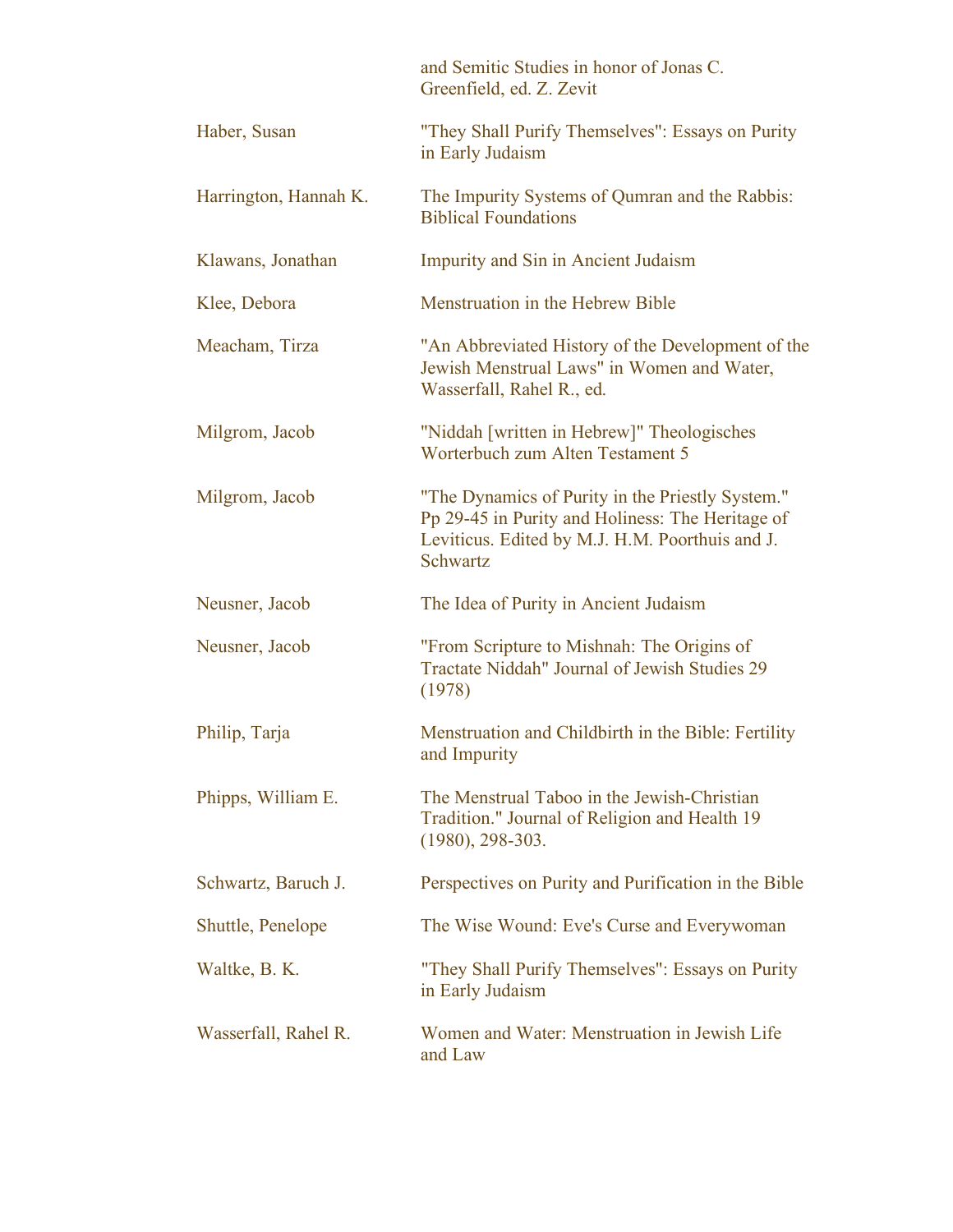| | |
|---|---|
| | and Semitic Studies in honor of Jonas C. Greenfield, ed. Z. Zevit |
| Haber, Susan | "They Shall Purify Themselves": Essays on Purity in Early Judaism |
| Harrington, Hannah K. | The Impurity Systems of Qumran and the Rabbis: Biblical Foundations |
| Klawans, Jonathan | Impurity and Sin in Ancient Judaism |
| Klee, Debora | Menstruation in the Hebrew Bible |
| Meacham, Tirza | "An Abbreviated History of the Development of the Jewish Menstrual Laws" in Women and Water, Wasserfall, Rahel R., ed. |
| Milgrom, Jacob | "Niddah [written in Hebrew]" Theologisches Worterbuch zum Alten Testament 5 |
| Milgrom, Jacob | "The Dynamics of Purity in the Priestly System." Pp 29-45 in Purity and Holiness: The Heritage of Leviticus. Edited by M.J. H.M. Poorthuis and J. Schwartz |
| Neusner, Jacob | The Idea of Purity in Ancient Judaism |
| Neusner, Jacob | "From Scripture to Mishnah: The Origins of Tractate Niddah" Journal of Jewish Studies 29 (1978) |
| Philip, Tarja | Menstruation and Childbirth in the Bible: Fertility and Impurity |
| Phipps, William E. | The Menstrual Taboo in the Jewish-Christian Tradition." Journal of Religion and Health 19 (1980), 298-303. |
| Schwartz, Baruch J. | Perspectives on Purity and Purification in the Bible |
| Shuttle, Penelope | The Wise Wound: Eve's Curse and Everywoman |
| Waltke, B. K. | "They Shall Purify Themselves": Essays on Purity in Early Judaism |
| Wasserfall, Rahel R. | Women and Water: Menstruation in Jewish Life and Law |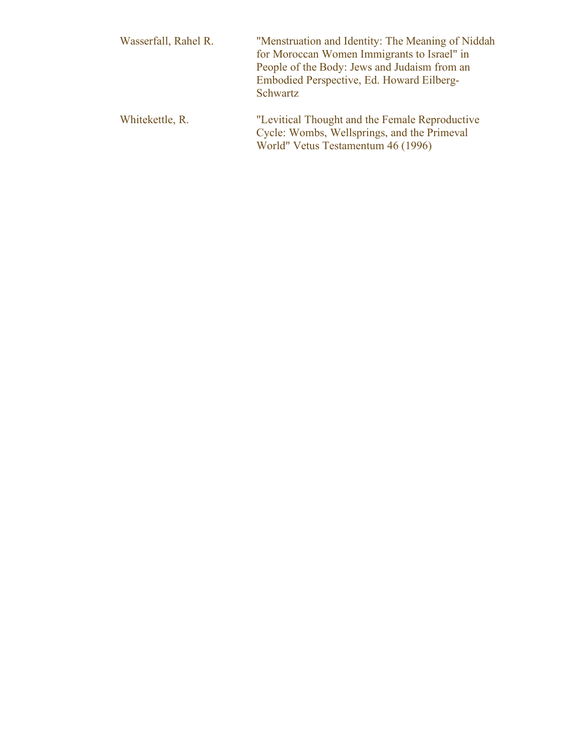| | |
|---|---|
| Wasserfall, Rahel R. | "Menstruation and Identity: The Meaning of Niddah for Moroccan Women Immigrants to Israel" in People of the Body: Jews and Judaism from an Embodied Perspective, Ed. Howard Eilberg-Schwartz |
| Whitekettle, R. | "Levitical Thought and the Female Reproductive Cycle: Wombs, Wellsprings, and the Primeval World" Vetus Testamentum 46 (1996) |